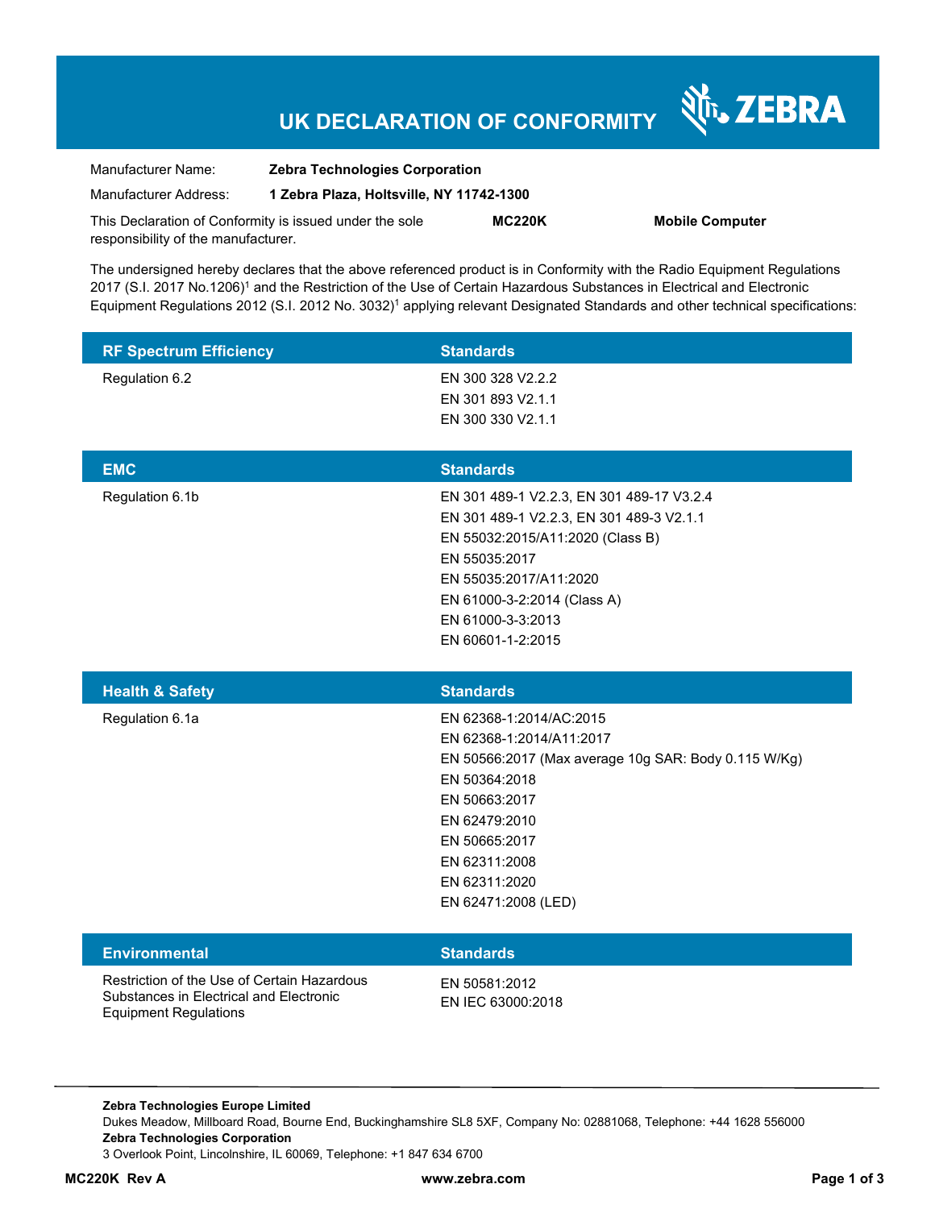# UK DECLARATION OF CONFORMITY

ZEBRA

Manufacturer Name: **Zebra Technologies Corporation**

Manufacturer Address: **1 Zebra Plaza, Holtsville, NY 11742-1300**

This Declaration of Conformity is issued under the sole responsibility of the manufacturer. **MC220K** **Mobile Computer**

The undersigned hereby declares that the above referenced product is in Conformity with the Radio Equipment Regulations 2017 (S.I. 2017 No.1206)[1] and the Restriction of the Use of Certain Hazardous Substances in Electrical and Electronic Equipment Regulations 2012 (S.I. 2012 No. 3032)[1] applying relevant Designated Standards and other technical specifications:

| RF Spectrum Efficiency | Standards |
|---|---|
| Regulation 6.2 | EN 300 328 V2.2.2<br>EN 301 893 V2.1.1<br>EN 300 330 V2.1.1 |

| EMC | Standards |
|---|---|
| Regulation 6.1b | EN 301 489-1 V2.2.3, EN 301 489-17 V3.2.4<br>EN 301 489-1 V2.2.3, EN 301 489-3 V2.1.1<br>EN 55032:2015/A11:2020 (Class B)<br>EN 55035:2017<br>EN 55035:2017/A11:2020<br>EN 61000-3-2:2014 (Class A)<br>EN 61000-3-3:2013<br>EN 60601-1-2:2015 |

| Health & Safety | Standards |
|---|---|
| Regulation 6.1a | EN 62368-1:2014/AC:2015<br>EN 62368-1:2014/A11:2017<br>EN 50566:2017 (Max average 10g SAR: Body 0.115 W/Kg)<br>EN 50364:2018<br>EN 50663:2017<br>EN 62479:2010<br>EN 50665:2017<br>EN 62311:2008<br>EN 62311:2020<br>EN 62471:2008 (LED) |

| Environmental | Standards |
|---|---|
| Restriction of the Use of Certain Hazardous Substances in Electrical and Electronic Equipment Regulations | EN 50581:2012<br>EN IEC 63000:2018 |

**Zebra Technologies Europe Limited**
Dukes Meadow, Millboard Road, Bourne End, Buckinghamshire SL8 5XF, Company No: 02881068, Telephone: +44 1628 556000
**Zebra Technologies Corporation**
3 Overlook Point, Lincolnshire, IL 60069, Telephone: +1 847 634 6700

**MC220K Rev A** **www.zebra.com**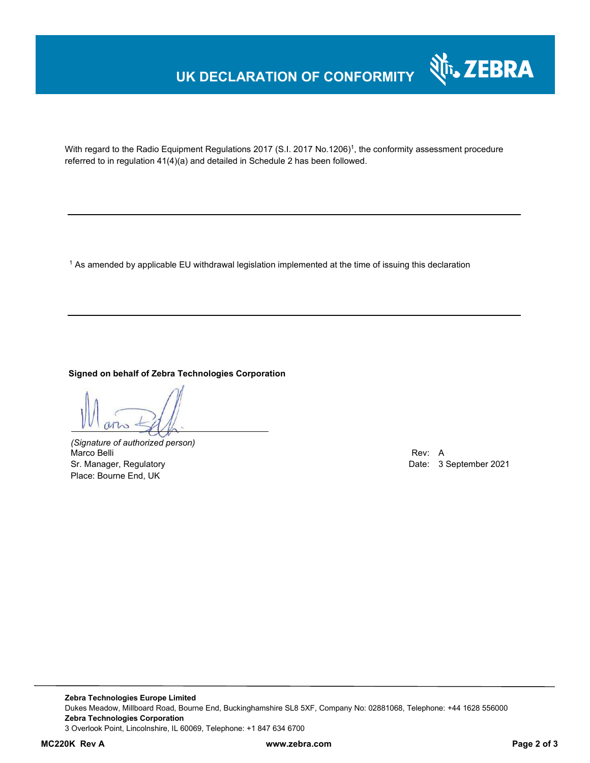# UK DECLARATION OF CONFORMITY

With regard to the Radio Equipment Regulations 2017 (S.I. 2017 No.1206)[1], the conformity assessment procedure referred to in regulation 41(4)(a) and detailed in Schedule 2 has been followed.

---

[1] As amended by applicable EU withdrawal legislation implemented at the time of issuing this declaration

---

**Signed on behalf of Zebra Technologies Corporation**

*(Signature of authorized person)*
Marco Belli
Sr. Manager, Regulatory
Place: Bourne End, UK

Rev: A
Date: 3 September 2021

**Zebra Technologies Europe Limited**
Dukes Meadow, Millboard Road, Bourne End, Buckinghamshire SL8 5XF, Company No: 02881068, Telephone: +44 1628 556000
**Zebra Technologies Corporation**
3 Overlook Point, Lincolnshire, IL 60069, Telephone: +1 847 634 6700

**MC220K Rev A** **www.zebra.com**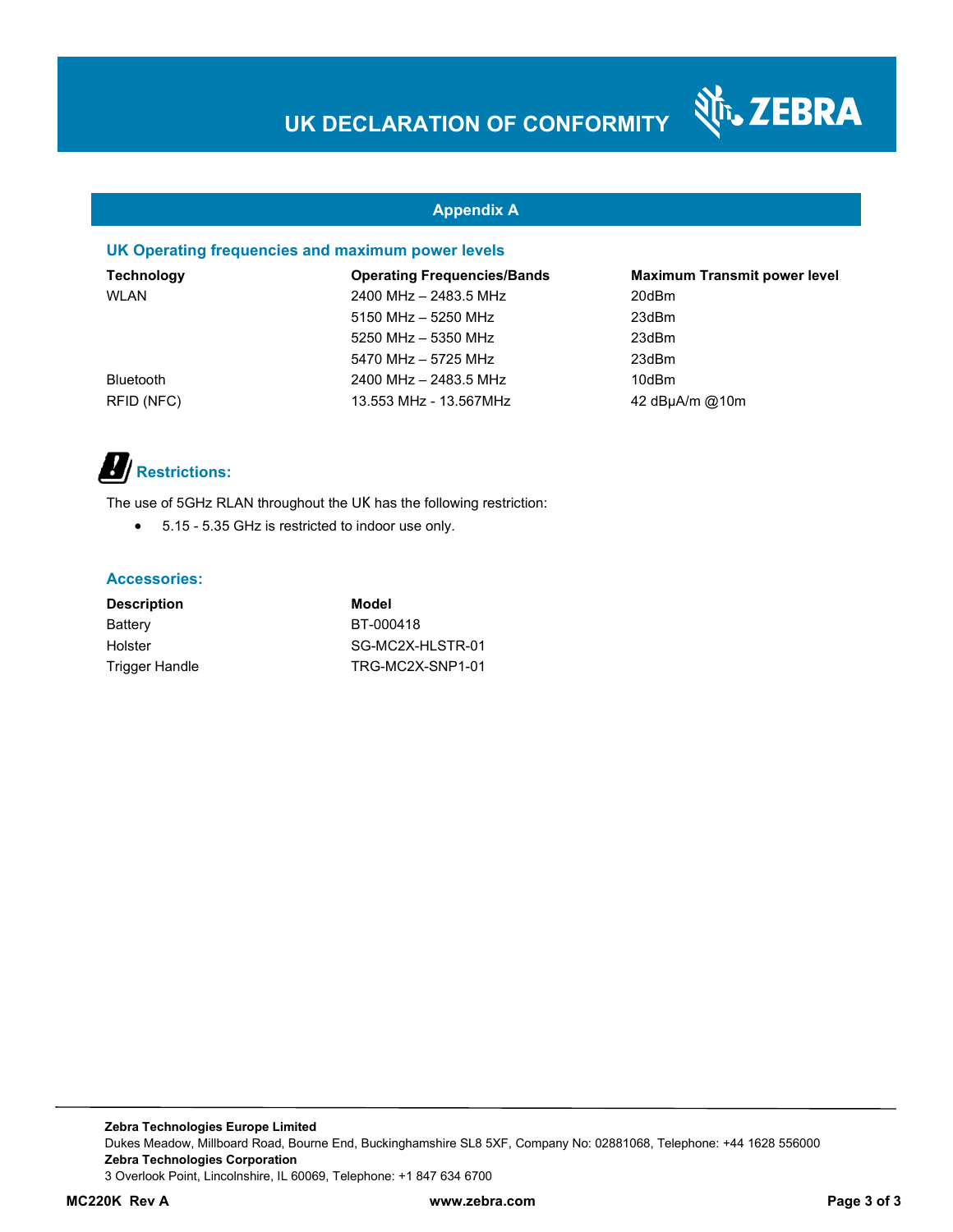# UK DECLARATION OF CONFORMITY

## Appendix A

### UK Operating frequencies and maximum power levels

| Technology | Operating Frequencies/Bands | Maximum Transmit power level |
|---|---|---|
| WLAN | 2400 MHz – 2483.5 MHz | 20dBm |
| | 5150 MHz – 5250 MHz | 23dBm |
| | 5250 MHz – 5350 MHz | 23dBm |
| | 5470 MHz – 5725 MHz | 23dBm |
| Bluetooth | 2400 MHz – 2483.5 MHz | 10dBm |
| RFID (NFC) | 13.553 MHz - 13.567MHz | 42 dBμA/m @10m |

### Restrictions:

The use of 5GHz RLAN throughout the UK has the following restriction:

- 5.15 - 5.35 GHz is restricted to indoor use only.

### Accessories:

| Description | Model |
|---|---|
| Battery | BT-000418 |
| Holster | SG-MC2X-HLSTR-01 |
| Trigger Handle | TRG-MC2X-SNP1-01 |

**Zebra Technologies Europe Limited**
Dukes Meadow, Millboard Road, Bourne End, Buckinghamshire SL8 5XF, Company No: 02881068, Telephone: +44 1628 556000
**Zebra Technologies Corporation**
3 Overlook Point, Lincolnshire, IL 60069, Telephone: +1 847 634 6700

**MC220K Rev A** **www.zebra.com**